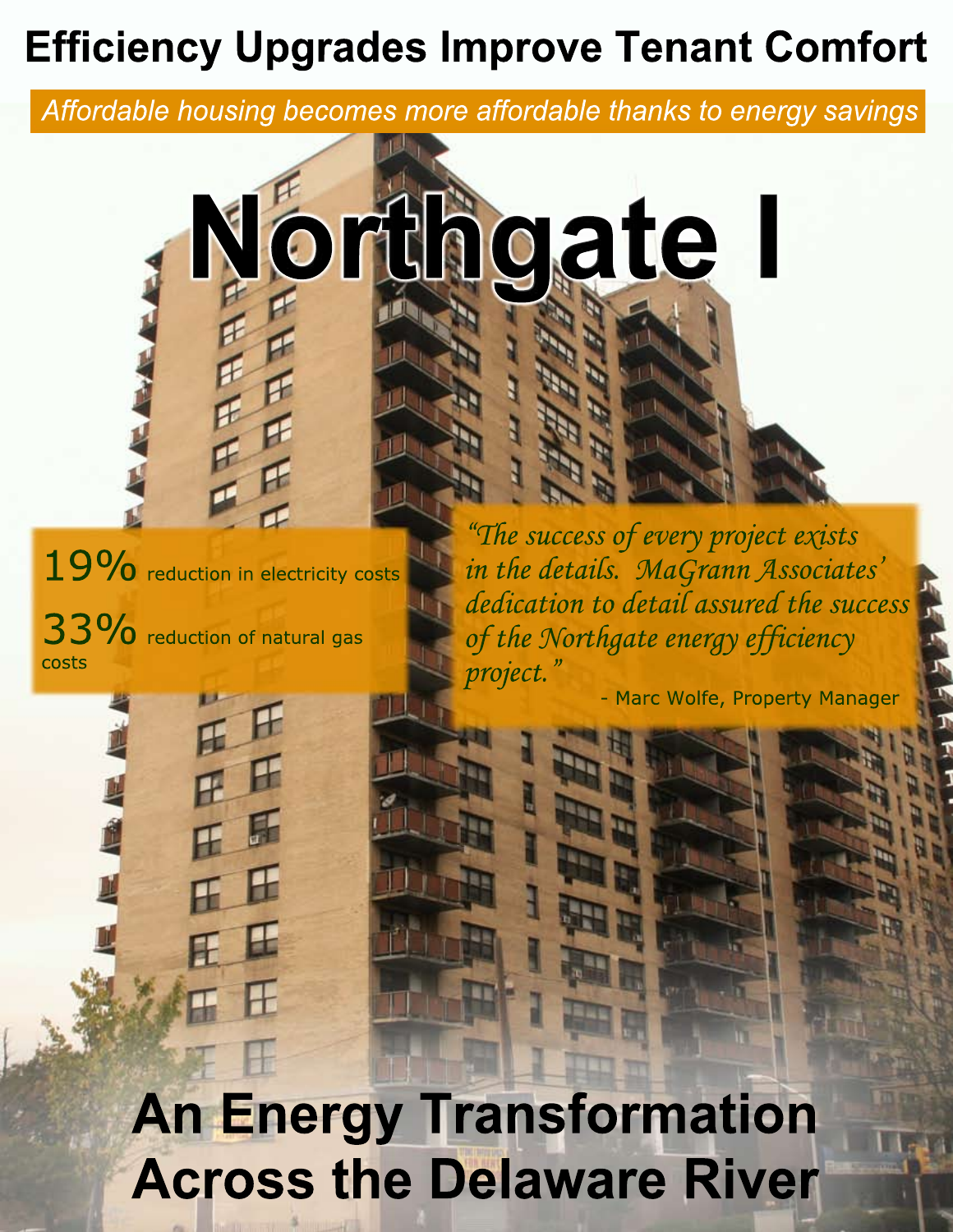# Efficiency Upgrades Improve Tenant Comfort

*Affordable housing becomes more affordable thanks to energy savings*

# Northgate I

**19%** reduction in electricity costs

**33%** reduction of natural gas costs

*"The success of every project exists in the details. MaGrann Associates' dedication to detail assured the success of the Northgate energy efficiency project."*

\- Marc Wolfe, Property Manager

## An Energy Transformation Across the Delaware River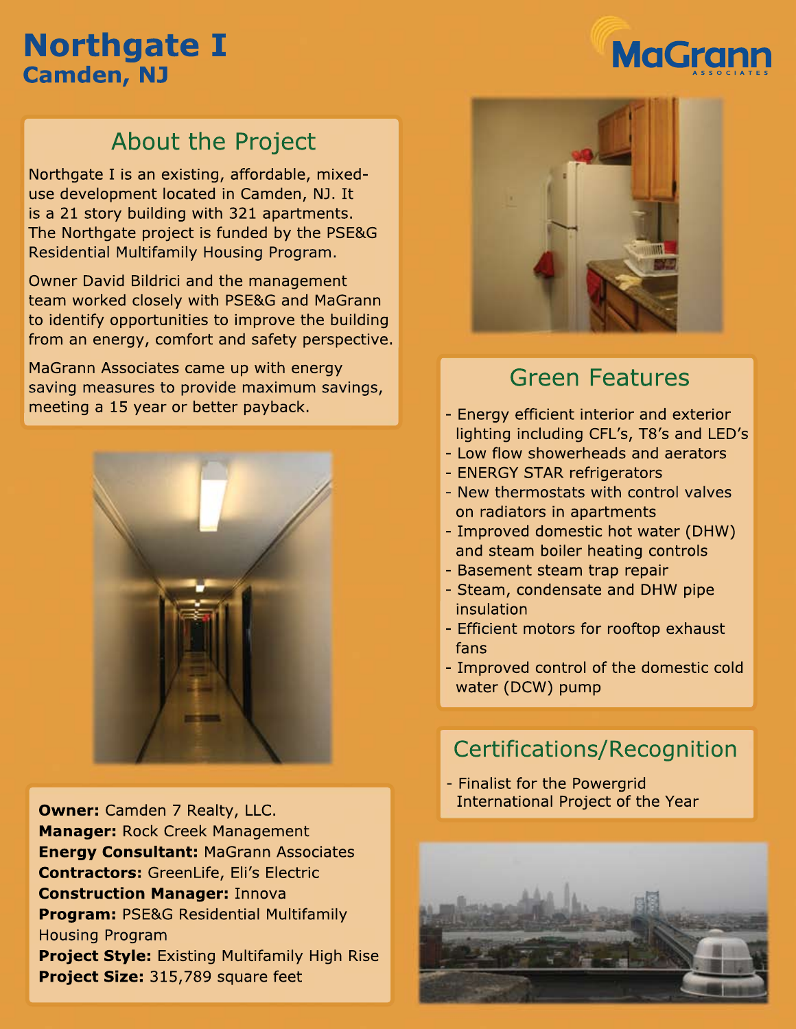# Northgate I

## Camden, NJ

MaGrann ASSOCIATES

## About the Project

Northgate I is an existing, affordable, mixed-use development located in Camden, NJ. It is a 21 story building with 321 apartments. The Northgate project is funded by the PSE&G Residential Multifamily Housing Program.

Owner David Bildrici and the management team worked closely with PSE&G and MaGrann to identify opportunities to improve the building from an energy, comfort and safety perspective.

MaGrann Associates came up with energy saving measures to provide maximum savings, meeting a 15 year or better payback.

**Owner:** Camden 7 Realty, LLC.
**Manager:** Rock Creek Management
**Energy Consultant:** MaGrann Associates
**Contractors:** GreenLife, Eli's Electric
**Construction Manager:** Innova
**Program:** PSE&G Residential Multifamily Housing Program
**Project Style:** Existing Multifamily High Rise
**Project Size:** 315,789 square feet

## Green Features

- Energy efficient interior and exterior lighting including CFL's, T8's and LED's
- Low flow showerheads and aerators
- ENERGY STAR refrigerators
- New thermostats with control valves on radiators in apartments
- Improved domestic hot water (DHW) and steam boiler heating controls
- Basement steam trap repair
- Steam, condensate and DHW pipe insulation
- Efficient motors for rooftop exhaust fans
- Improved control of the domestic cold water (DCW) pump

## Certifications/Recognition

- Finalist for the Powergrid International Project of the Year